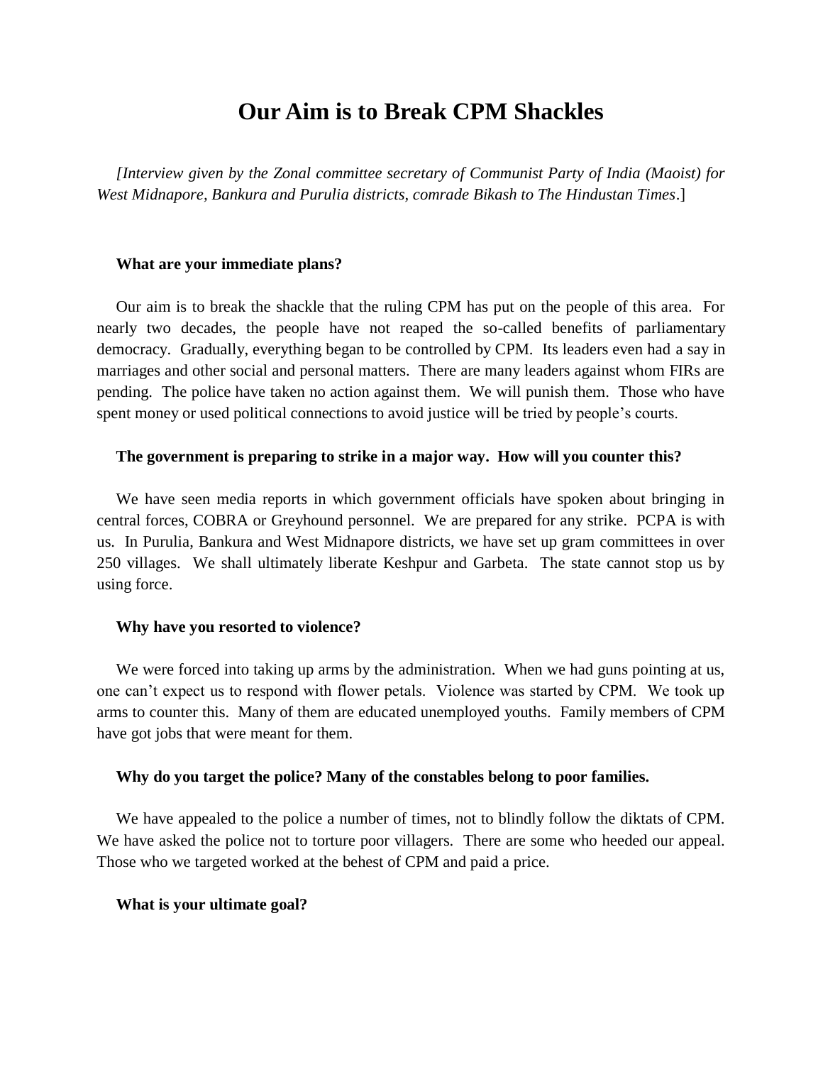# Our Aim is to Break CPM Shackles

*[Interview given by the Zonal committee secretary of Communist Party of India (Maoist) for West Midnapore, Bankura and Purulia districts, comrade Bikash to The Hindustan Times*.]

**What are your immediate plans?**

Our aim is to break the shackle that the ruling CPM has put on the people of this area. For nearly two decades, the people have not reaped the so-called benefits of parliamentary democracy. Gradually, everything began to be controlled by CPM. Its leaders even had a say in marriages and other social and personal matters. There are many leaders against whom FIRs are pending. The police have taken no action against them. We will punish them. Those who have spent money or used political connections to avoid justice will be tried by people's courts.

**The government is preparing to strike in a major way. How will you counter this?**

We have seen media reports in which government officials have spoken about bringing in central forces, COBRA or Greyhound personnel. We are prepared for any strike. PCPA is with us. In Purulia, Bankura and West Midnapore districts, we have set up gram committees in over 250 villages. We shall ultimately liberate Keshpur and Garbeta. The state cannot stop us by using force.

**Why have you resorted to violence?**

We were forced into taking up arms by the administration. When we had guns pointing at us, one can't expect us to respond with flower petals. Violence was started by CPM. We took up arms to counter this. Many of them are educated unemployed youths. Family members of CPM have got jobs that were meant for them.

**Why do you target the police? Many of the constables belong to poor families.**

We have appealed to the police a number of times, not to blindly follow the diktats of CPM. We have asked the police not to torture poor villagers. There are some who heeded our appeal. Those who we targeted worked at the behest of CPM and paid a price.

**What is your ultimate goal?**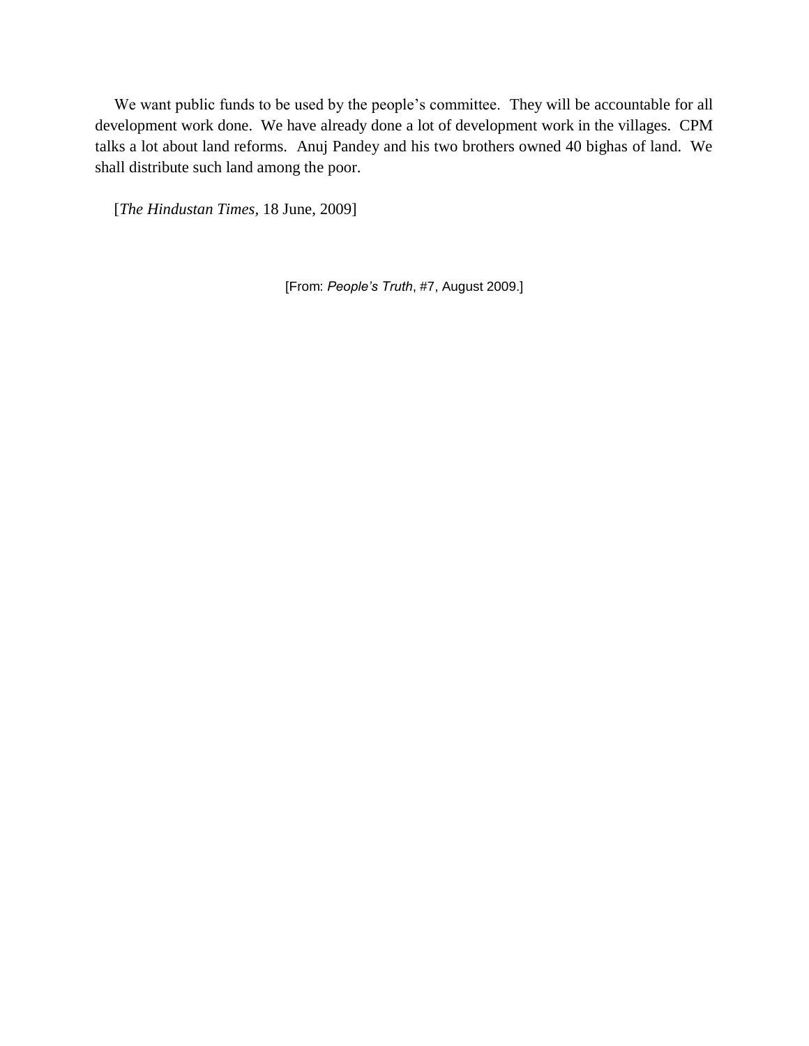We want public funds to be used by the people's committee. They will be accountable for all development work done. We have already done a lot of development work in the villages. CPM talks a lot about land reforms. Anuj Pandey and his two brothers owned 40 bighas of land. We shall distribute such land among the poor.

[*The Hindustan Times*, 18 June, 2009]

[From: *People's Truth*, #7, August 2009.]